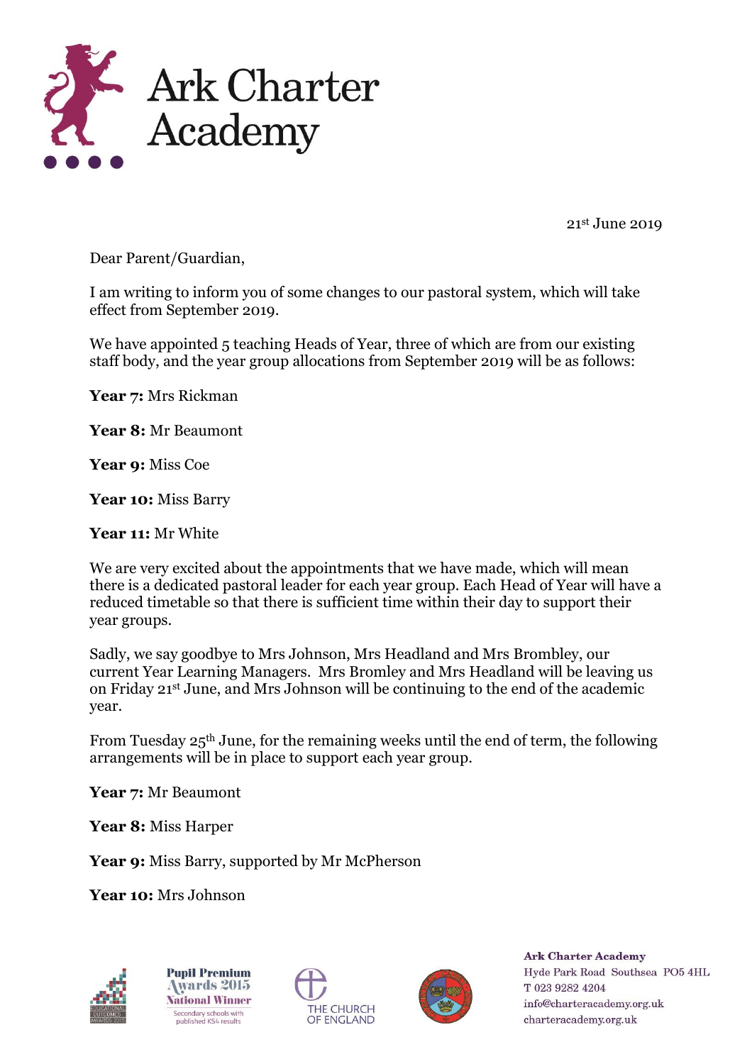# Ark Charter Academy

21st June 2019

Dear Parent/Guardian,

I am writing to inform you of some changes to our pastoral system, which will take effect from September 2019.

We have appointed 5 teaching Heads of Year, three of which are from our existing staff body, and the year group allocations from September 2019 will be as follows:

**Year 7:** Mrs Rickman

**Year 8:** Mr Beaumont

**Year 9:** Miss Coe

**Year 10:** Miss Barry

**Year 11:** Mr White

We are very excited about the appointments that we have made, which will mean there is a dedicated pastoral leader for each year group. Each Head of Year will have a reduced timetable so that there is sufficient time within their day to support their year groups.

Sadly, we say goodbye to Mrs Johnson, Mrs Headland and Mrs Brombley, our current Year Learning Managers. Mrs Bromley and Mrs Headland will be leaving us on Friday 21st June, and Mrs Johnson will be continuing to the end of the academic year.

From Tuesday 25th June, for the remaining weeks until the end of term, the following arrangements will be in place to support each year group.

**Year 7:** Mr Beaumont

**Year 8:** Miss Harper

**Year 9:** Miss Barry, supported by Mr McPherson

**Year 10:** Mrs Johnson

Ark Charter Academy
Hyde Park Road Southsea PO5 4HL
T 023 9282 4204
info@charteracademy.org.uk
charteracademy.org.uk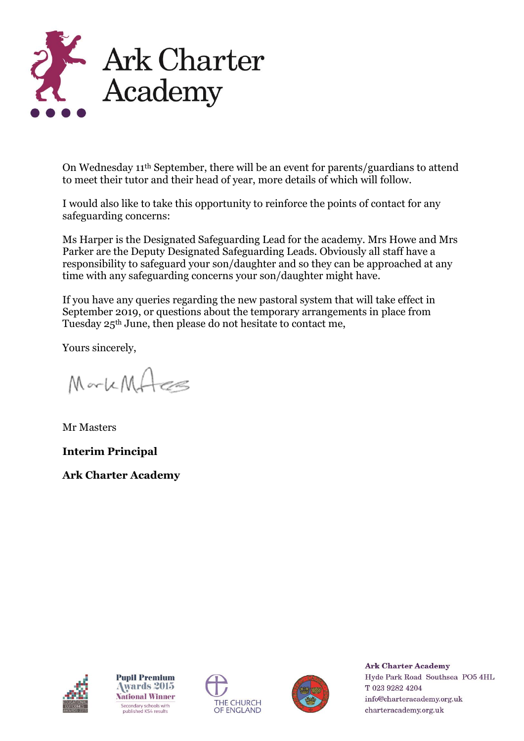On Wednesday 11th September, there will be an event for parents/guardians to attend to meet their tutor and their head of year, more details of which will follow.

I would also like to take this opportunity to reinforce the points of contact for any safeguarding concerns:

Ms Harper is the Designated Safeguarding Lead for the academy. Mrs Howe and Mrs Parker are the Deputy Designated Safeguarding Leads. Obviously all staff have a responsibility to safeguard your son/daughter and so they can be approached at any time with any safeguarding concerns your son/daughter might have.

If you have any queries regarding the new pastoral system that will take effect in September 2019, or questions about the temporary arrangements in place from Tuesday 25th June, then please do not hesitate to contact me,

Yours sincerely,

Mark Masters

Mr Masters

**Interim Principal**

**Ark Charter Academy**

**Ark Charter Academy**
Hyde Park Road Southsea PO5 4HL
T 023 9282 4204
info@charteracademy.org.uk
charteracademy.org.uk